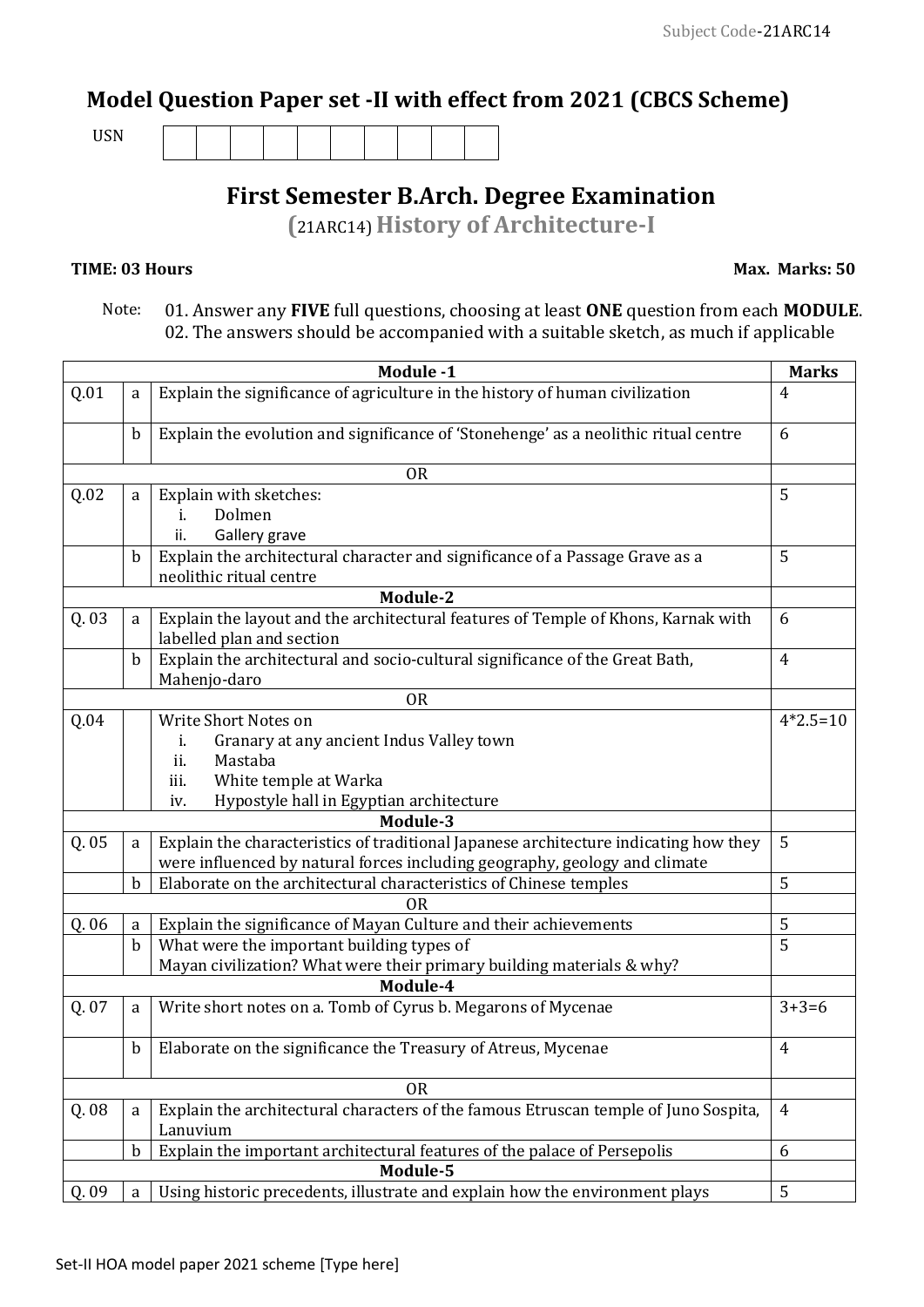Subject Code-21ARC14

## Model Question Paper set -II with effect from 2021 (CBCS Scheme)

USN | | | | | | | | | | |

# First Semester B.Arch. Degree Examination

## (21ARC14) History of Architecture-I

**TIME: 03 Hours** **Max. Marks: 50**

Note: 01. Answer any **FIVE** full questions, choosing at least **ONE** question from each **MODULE**.
02. The answers should be accompanied with a suitable sketch, as much if applicable

| | | **Module -1** | **Marks** |
|---|---|---|---|
| Q.01 | a | Explain the significance of agriculture in the history of human civilization | 4 |
| | b | Explain the evolution and significance of 'Stonehenge' as a neolithic ritual centre | 6 |
| | | OR | |
| Q.02 | a | Explain with sketches:<br>i. Dolmen<br>ii. Gallery grave | 5 |
| | b | Explain the architectural character and significance of a Passage Grave as a neolithic ritual centre | 5 |
| | | **Module-2** | |
| Q. 03 | a | Explain the layout and the architectural features of Temple of Khons, Karnak with labelled plan and section | 6 |
| | b | Explain the architectural and socio-cultural significance of the Great Bath, Mahenjo-daro | 4 |
| | | OR | |
| Q.04 | | Write Short Notes on<br>i. Granary at any ancient Indus Valley town<br>ii. Mastaba<br>iii. White temple at Warka<br>iv. Hypostyle hall in Egyptian architecture | 4*2.5=10 |
| | | **Module-3** | |
| Q. 05 | a | Explain the characteristics of traditional Japanese architecture indicating how they were influenced by natural forces including geography, geology and climate | 5 |
| | b | Elaborate on the architectural characteristics of Chinese temples | 5 |
| | | OR | |
| Q. 06 | a | Explain the significance of Mayan Culture and their achievements | 5 |
| | b | What were the important building types of Mayan civilization? What were their primary building materials & why? | 5 |
| | | **Module-4** | |
| Q. 07 | a | Write short notes on a. Tomb of Cyrus b. Megarons of Mycenae | 3+3=6 |
| | b | Elaborate on the significance the Treasury of Atreus, Mycenae | 4 |
| | | OR | |
| Q. 08 | a | Explain the architectural characters of the famous Etruscan temple of Juno Sospita, Lanuvium | 4 |
| | b | Explain the important architectural features of the palace of Persepolis | 6 |
| | | **Module-5** | |
| Q. 09 | a | Using historic precedents, illustrate and explain how the environment plays | 5 |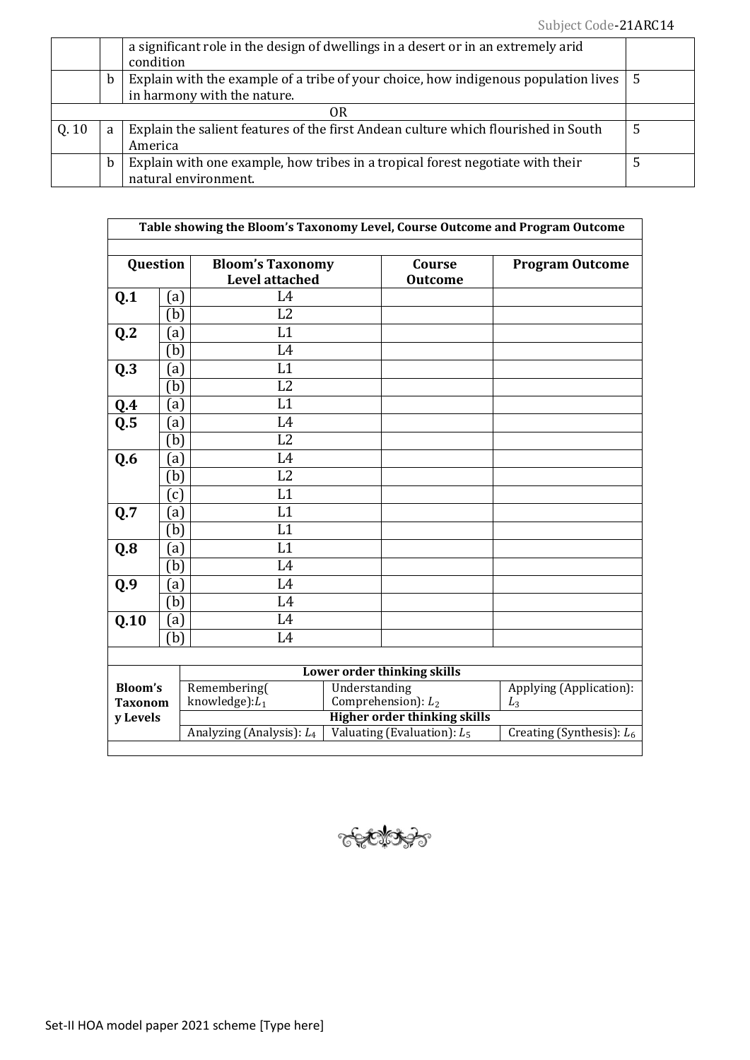| | | | |
|---|---|---|---|
| | | a significant role in the design of dwellings in a desert or in an extremely arid condition | |
| | b | Explain with the example of a tribe of your choice, how indigenous population lives in harmony with the nature. | 5 |
| | | OR | |
| Q. 10 | a | Explain the salient features of the first Andean culture which flourished in South America | 5 |
| | b | Explain with one example, how tribes in a tropical forest negotiate with their natural environment. | 5 |

**Table showing the Bloom's Taxonomy Level, Course Outcome and Program Outcome**

| Question | | Bloom's Taxonomy Level attached | Course Outcome | Program Outcome |
|---|---|---|---|---|
| **Q.1** | (a) | L4 | | |
| | (b) | L2 | | |
| **Q.2** | (a) | L1 | | |
| | (b) | L4 | | |
| **Q.3** | (a) | L1 | | |
| | (b) | L2 | | |
| **Q.4** | (a) | L1 | | |
| **Q.5** | (a) | L4 | | |
| | (b) | L2 | | |
| **Q.6** | (a) | L4 | | |
| | (b) | L2 | | |
| | (c) | L1 | | |
| **Q.7** | (a) | L1 | | |
| | (b) | L1 | | |
| **Q.8** | (a) | L1 | | |
| | (b) | L4 | | |
| **Q.9** | (a) | L4 | | |
| | (b) | L4 | | |
| **Q.10** | (a) | L4 | | |
| | (b) | L4 | | |

| | | | |
|---|---|---|---|
| **Bloom's Taxonomy Levels** | **Lower order thinking skills** | | |
| | Remembering( knowledge): $L_1$ | Understanding Comprehension): $L_2$ | Applying (Application): $L_3$ |
| | **Higher order thinking skills** | | |
| | Analyzing (Analysis): $L_4$ | Valuating (Evaluation): $L_5$ | Creating (Synthesis): $L_6$ |